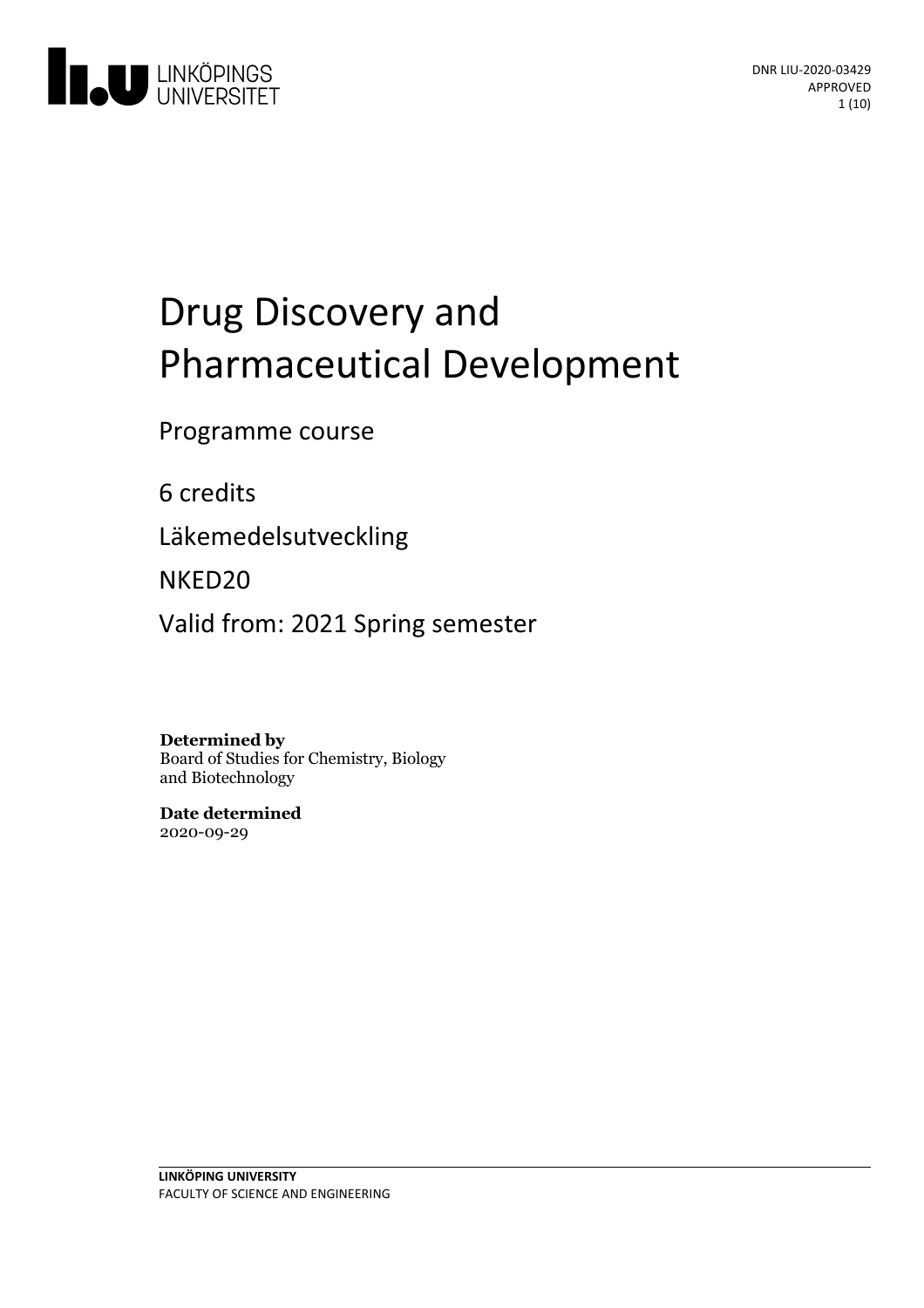DNR LIU-2020-03429
APPROVED

# Drug Discovery and Pharmaceutical Development

Programme course

6 credits

Läkemedelsutveckling

NKED20

Valid from: 2021 Spring semester

**Determined by**
Board of Studies for Chemistry, Biology and Biotechnology

**Date determined**
2020-09-29

**LINKÖPING UNIVERSITY**
FACULTY OF SCIENCE AND ENGINEERING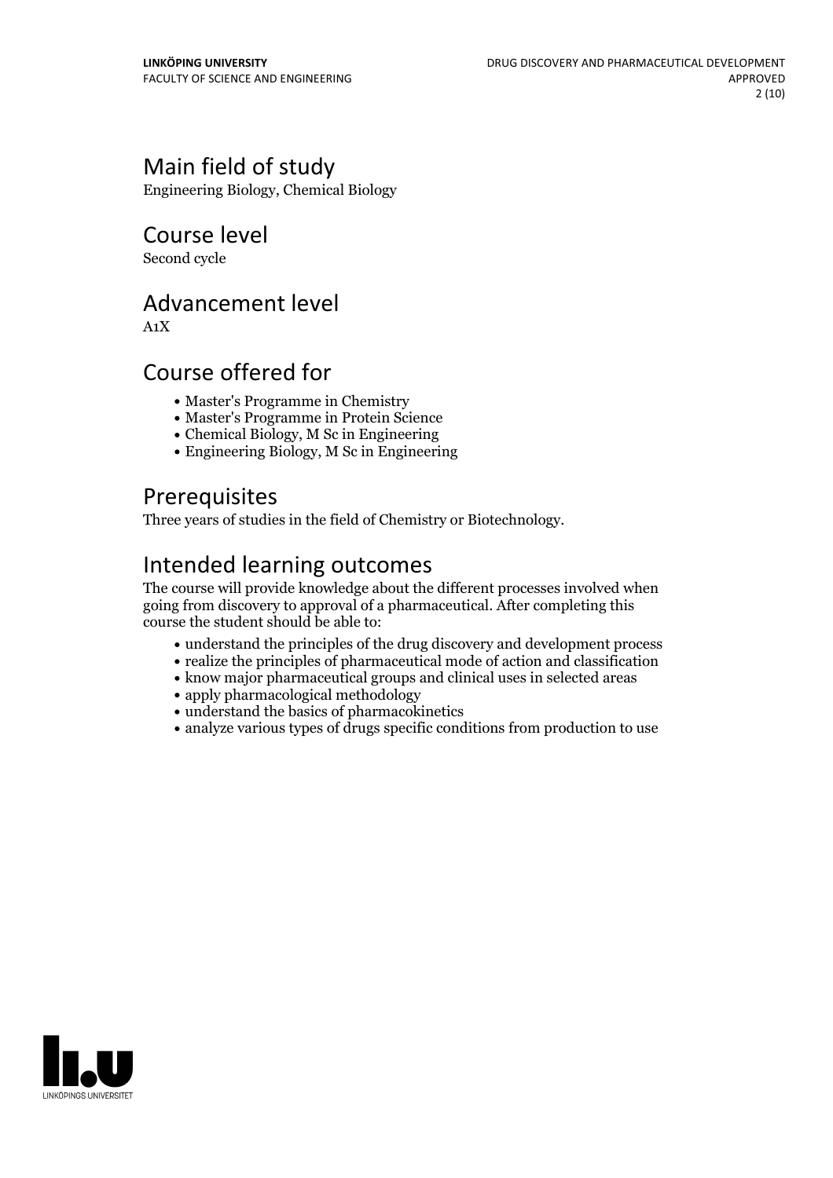## Main field of study

Engineering Biology, Chemical Biology

## Course level

Second cycle

## Advancement level

A1X

## Course offered for

- Master's Programme in Chemistry
- Master's Programme in Protein Science
- Chemical Biology, M Sc in Engineering
- Engineering Biology, M Sc in Engineering

## Prerequisites

Three years of studies in the field of Chemistry or Biotechnology.

## Intended learning outcomes

The course will provide knowledge about the different processes involved when going from discovery to approval of a pharmaceutical. After completing this course the student should be able to:

- understand the principles of the drug discovery and development process
- realize the principles of pharmaceutical mode of action and classification
- know major pharmaceutical groups and clinical uses in selected areas
- apply pharmacological methodology
- understand the basics of pharmacokinetics
- analyze various types of drugs specific conditions from production to use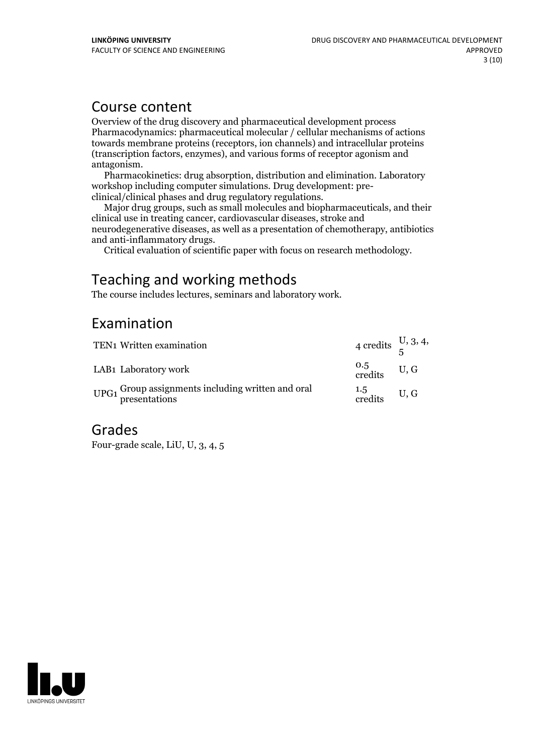## Course content

Overview of the drug discovery and pharmaceutical development process Pharmacodynamics: pharmaceutical molecular / cellular mechanisms of actions towards membrane proteins (receptors, ion channels) and intracellular proteins (transcription factors, enzymes), and various forms of receptor agonism and antagonism.

Pharmacokinetics: drug absorption, distribution and elimination. Laboratory workshop including computer simulations. Drug development: pre-clinical/clinical phases and drug regulatory regulations.

Major drug groups, such as small molecules and biopharmaceuticals, and their clinical use in treating cancer, cardiovascular diseases, stroke and neurodegenerative diseases, as well as a presentation of chemotherapy, antibiotics and anti-inflammatory drugs.

Critical evaluation of scientific paper with focus on research methodology.

## Teaching and working methods

The course includes lectures, seminars and laboratory work.

## Examination

| | | | |
|---|---|---|---|
| TEN1 | Written examination | 4 credits | U, 3, 4, 5 |
| LAB1 | Laboratory work | 0.5 credits | U, G |
| UPG1 | Group assignments including written and oral presentations | 1.5 credits | U, G |

## Grades

Four-grade scale, LiU, U, 3, 4, 5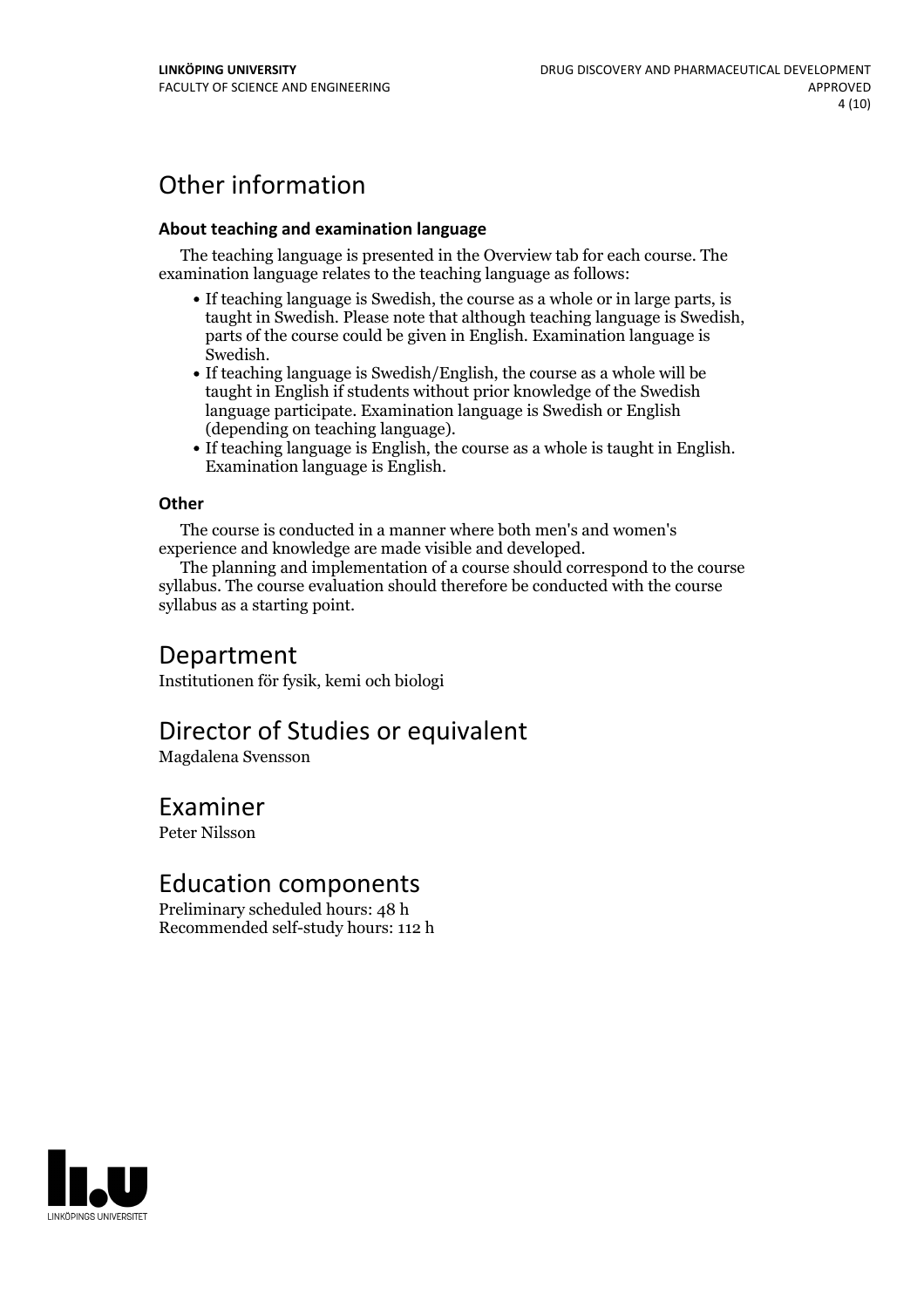# Other information

### About teaching and examination language

The teaching language is presented in the Overview tab for each course. The examination language relates to the teaching language as follows:

- If teaching language is Swedish, the course as a whole or in large parts, is taught in Swedish. Please note that although teaching language is Swedish, parts of the course could be given in English. Examination language is Swedish.
- If teaching language is Swedish/English, the course as a whole will be taught in English if students without prior knowledge of the Swedish language participate. Examination language is Swedish or English (depending on teaching language).
- If teaching language is English, the course as a whole is taught in English. Examination language is English.

### Other

The course is conducted in a manner where both men's and women's experience and knowledge are made visible and developed.

The planning and implementation of a course should correspond to the course syllabus. The course evaluation should therefore be conducted with the course syllabus as a starting point.

# Department

Institutionen för fysik, kemi och biologi

# Director of Studies or equivalent

Magdalena Svensson

# Examiner

Peter Nilsson

# Education components

Preliminary scheduled hours: 48 h
Recommended self-study hours: 112 h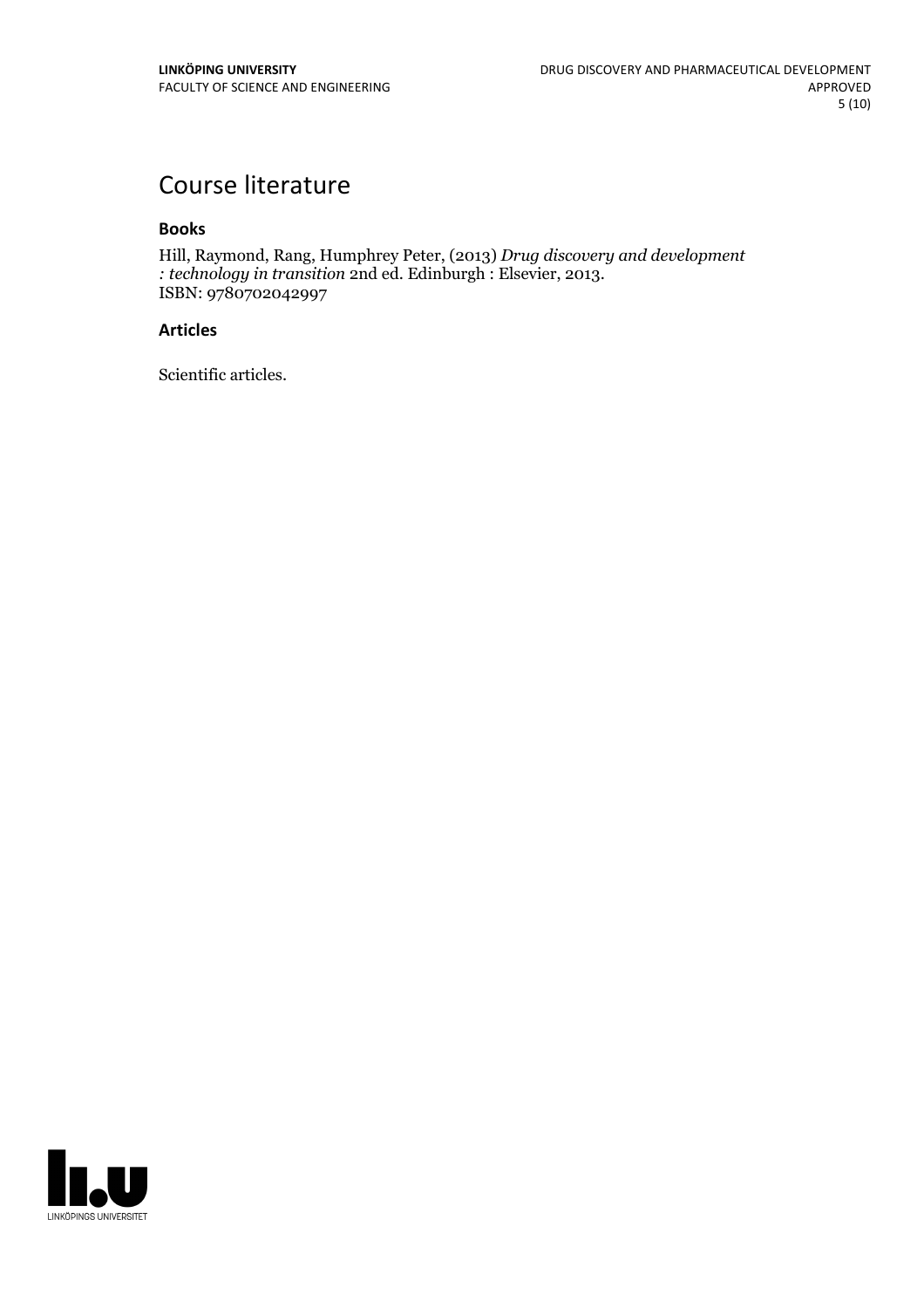# Course literature

### Books

Hill, Raymond, Rang, Humphrey Peter, (2013) *Drug discovery and development : technology in transition* 2nd ed. Edinburgh : Elsevier, 2013.
ISBN: 9780702042997

### Articles

Scientific articles.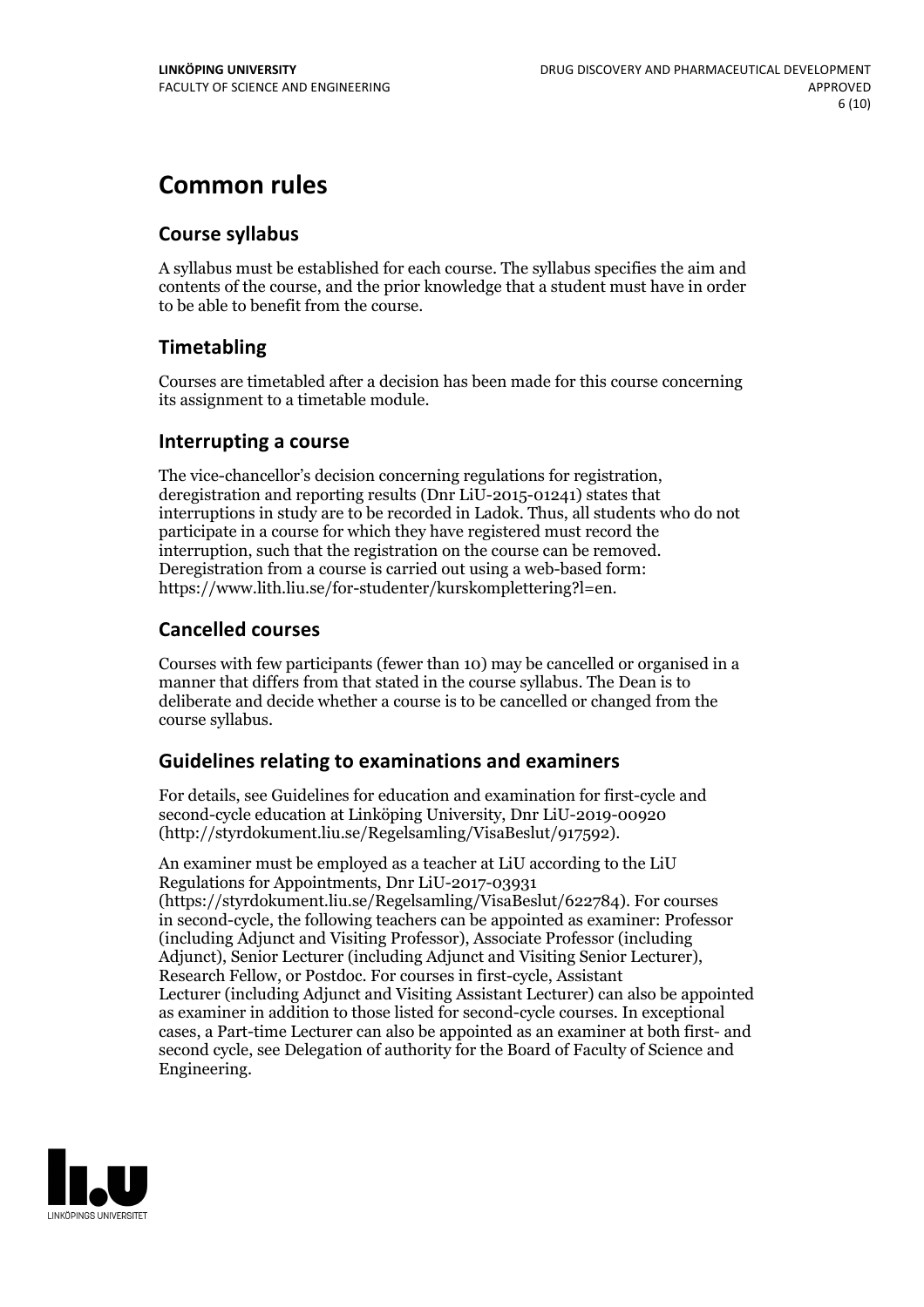# Common rules

## Course syllabus

A syllabus must be established for each course. The syllabus specifies the aim and contents of the course, and the prior knowledge that a student must have in order to be able to benefit from the course.

## Timetabling

Courses are timetabled after a decision has been made for this course concerning its assignment to a timetable module.

## Interrupting a course

The vice-chancellor's decision concerning regulations for registration, deregistration and reporting results (Dnr LiU-2015-01241) states that interruptions in study are to be recorded in Ladok. Thus, all students who do not participate in a course for which they have registered must record the interruption, such that the registration on the course can be removed. Deregistration from a course is carried out using a web-based form: https://www.lith.liu.se/for-studenter/kurskomplettering?l=en.

## Cancelled courses

Courses with few participants (fewer than 10) may be cancelled or organised in a manner that differs from that stated in the course syllabus. The Dean is to deliberate and decide whether a course is to be cancelled or changed from the course syllabus.

## Guidelines relating to examinations and examiners

For details, see Guidelines for education and examination for first-cycle and second-cycle education at Linköping University, Dnr LiU-2019-00920 (http://styrdokument.liu.se/Regelsamling/VisaBeslut/917592).

An examiner must be employed as a teacher at LiU according to the LiU Regulations for Appointments, Dnr LiU-2017-03931 (https://styrdokument.liu.se/Regelsamling/VisaBeslut/622784). For courses in second-cycle, the following teachers can be appointed as examiner: Professor (including Adjunct and Visiting Professor), Associate Professor (including Adjunct), Senior Lecturer (including Adjunct and Visiting Senior Lecturer), Research Fellow, or Postdoc. For courses in first-cycle, Assistant Lecturer (including Adjunct and Visiting Assistant Lecturer) can also be appointed as examiner in addition to those listed for second-cycle courses. In exceptional cases, a Part-time Lecturer can also be appointed as an examiner at both first- and second cycle, see Delegation of authority for the Board of Faculty of Science and Engineering.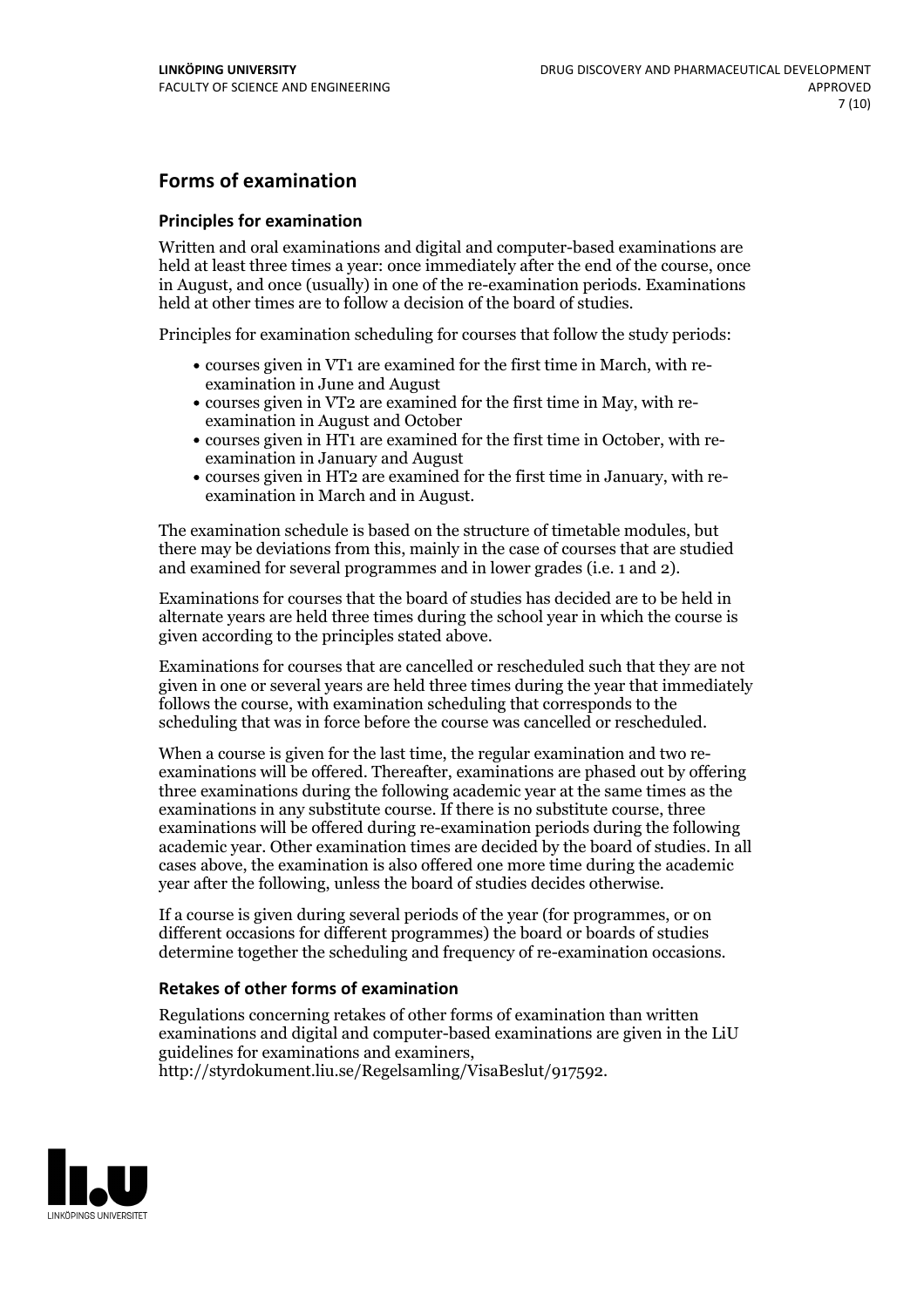## Forms of examination

### Principles for examination

Written and oral examinations and digital and computer-based examinations are held at least three times a year: once immediately after the end of the course, once in August, and once (usually) in one of the re-examination periods. Examinations held at other times are to follow a decision of the board of studies.

Principles for examination scheduling for courses that follow the study periods:

- courses given in VT1 are examined for the first time in March, with re-examination in June and August
- courses given in VT2 are examined for the first time in May, with re-examination in August and October
- courses given in HT1 are examined for the first time in October, with re-examination in January and August
- courses given in HT2 are examined for the first time in January, with re-examination in March and in August.

The examination schedule is based on the structure of timetable modules, but there may be deviations from this, mainly in the case of courses that are studied and examined for several programmes and in lower grades (i.e. 1 and 2).

Examinations for courses that the board of studies has decided are to be held in alternate years are held three times during the school year in which the course is given according to the principles stated above.

Examinations for courses that are cancelled or rescheduled such that they are not given in one or several years are held three times during the year that immediately follows the course, with examination scheduling that corresponds to the scheduling that was in force before the course was cancelled or rescheduled.

When a course is given for the last time, the regular examination and two re-examinations will be offered. Thereafter, examinations are phased out by offering three examinations during the following academic year at the same times as the examinations in any substitute course. If there is no substitute course, three examinations will be offered during re-examination periods during the following academic year. Other examination times are decided by the board of studies. In all cases above, the examination is also offered one more time during the academic year after the following, unless the board of studies decides otherwise.

If a course is given during several periods of the year (for programmes, or on different occasions for different programmes) the board or boards of studies determine together the scheduling and frequency of re-examination occasions.

### Retakes of other forms of examination

Regulations concerning retakes of other forms of examination than written examinations and digital and computer-based examinations are given in the LiU guidelines for examinations and examiners, http://styrdokument.liu.se/Regelsamling/VisaBeslut/917592.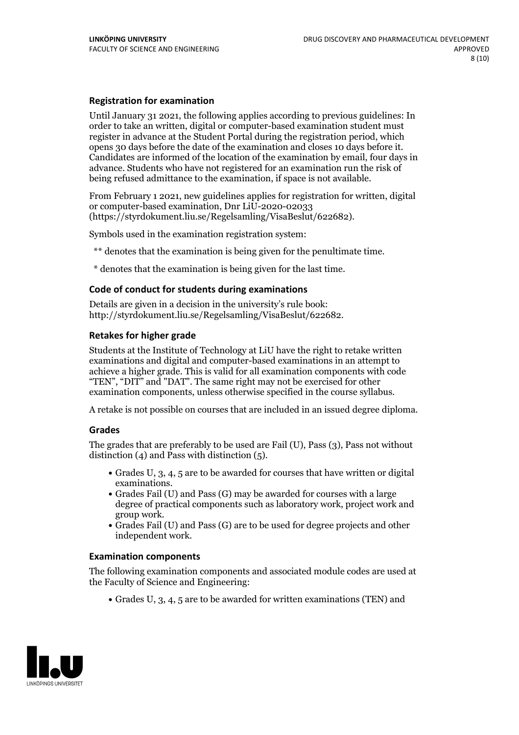### Registration for examination

Until January 31 2021, the following applies according to previous guidelines: In order to take an written, digital or computer-based examination student must register in advance at the Student Portal during the registration period, which opens 30 days before the date of the examination and closes 10 days before it. Candidates are informed of the location of the examination by email, four days in advance. Students who have not registered for an examination run the risk of being refused admittance to the examination, if space is not available.

From February 1 2021, new guidelines applies for registration for written, digital or computer-based examination, Dnr LiU-2020-02033 (https://styrdokument.liu.se/Regelsamling/VisaBeslut/622682).

Symbols used in the examination registration system:

** denotes that the examination is being given for the penultimate time.

* denotes that the examination is being given for the last time.

### Code of conduct for students during examinations

Details are given in a decision in the university's rule book: http://styrdokument.liu.se/Regelsamling/VisaBeslut/622682.

### Retakes for higher grade

Students at the Institute of Technology at LiU have the right to retake written examinations and digital and computer-based examinations in an attempt to achieve a higher grade. This is valid for all examination components with code "TEN", "DIT" and "DAT". The same right may not be exercised for other examination components, unless otherwise specified in the course syllabus.

A retake is not possible on courses that are included in an issued degree diploma.

### Grades

The grades that are preferably to be used are Fail (U), Pass (3), Pass not without distinction (4) and Pass with distinction (5).

- Grades U, 3, 4, 5 are to be awarded for courses that have written or digital examinations.
- Grades Fail (U) and Pass (G) may be awarded for courses with a large degree of practical components such as laboratory work, project work and group work.
- Grades Fail (U) and Pass (G) are to be used for degree projects and other independent work.

### Examination components

The following examination components and associated module codes are used at the Faculty of Science and Engineering:

- Grades U, 3, 4, 5 are to be awarded for written examinations (TEN) and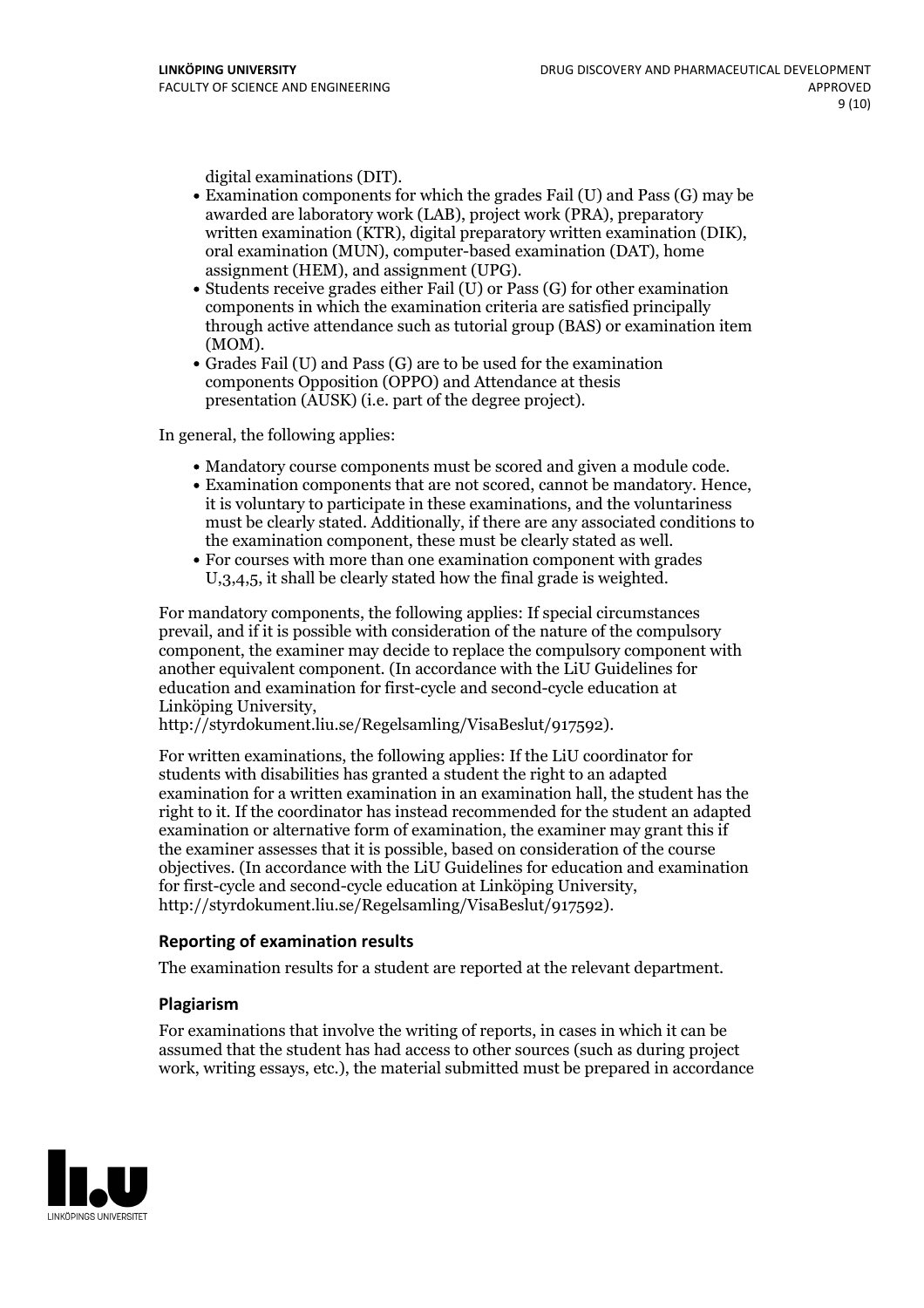digital examinations (DIT).

- Examination components for which the grades Fail (U) and Pass (G) may be awarded are laboratory work (LAB), project work (PRA), preparatory written examination (KTR), digital preparatory written examination (DIK), oral examination (MUN), computer-based examination (DAT), home assignment (HEM), and assignment (UPG).
- Students receive grades either Fail (U) or Pass (G) for other examination components in which the examination criteria are satisfied principally through active attendance such as tutorial group (BAS) or examination item (MOM).
- Grades Fail (U) and Pass (G) are to be used for the examination components Opposition (OPPO) and Attendance at thesis presentation (AUSK) (i.e. part of the degree project).

In general, the following applies:

- Mandatory course components must be scored and given a module code.
- Examination components that are not scored, cannot be mandatory. Hence, it is voluntary to participate in these examinations, and the voluntariness must be clearly stated. Additionally, if there are any associated conditions to the examination component, these must be clearly stated as well.
- For courses with more than one examination component with grades U,3,4,5, it shall be clearly stated how the final grade is weighted.

For mandatory components, the following applies: If special circumstances prevail, and if it is possible with consideration of the nature of the compulsory component, the examiner may decide to replace the compulsory component with another equivalent component. (In accordance with the LiU Guidelines for education and examination for first-cycle and second-cycle education at Linköping University, http://styrdokument.liu.se/Regelsamling/VisaBeslut/917592).

For written examinations, the following applies: If the LiU coordinator for students with disabilities has granted a student the right to an adapted examination for a written examination in an examination hall, the student has the right to it. If the coordinator has instead recommended for the student an adapted examination or alternative form of examination, the examiner may grant this if the examiner assesses that it is possible, based on consideration of the course objectives. (In accordance with the LiU Guidelines for education and examination for first-cycle and second-cycle education at Linköping University, http://styrdokument.liu.se/Regelsamling/VisaBeslut/917592).

### Reporting of examination results

The examination results for a student are reported at the relevant department.

### Plagiarism

For examinations that involve the writing of reports, in cases in which it can be assumed that the student has had access to other sources (such as during project work, writing essays, etc.), the material submitted must be prepared in accordance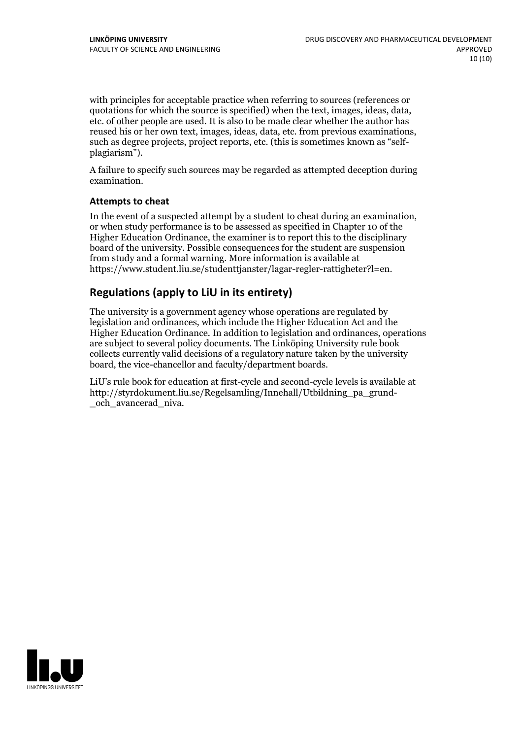with principles for acceptable practice when referring to sources (references or quotations for which the source is specified) when the text, images, ideas, data, etc. of other people are used. It is also to be made clear whether the author has reused his or her own text, images, ideas, data, etc. from previous examinations, such as degree projects, project reports, etc. (this is sometimes known as "self-plagiarism").

A failure to specify such sources may be regarded as attempted deception during examination.

### Attempts to cheat

In the event of a suspected attempt by a student to cheat during an examination, or when study performance is to be assessed as specified in Chapter 10 of the Higher Education Ordinance, the examiner is to report this to the disciplinary board of the university. Possible consequences for the student are suspension from study and a formal warning. More information is available at https://www.student.liu.se/studenttjanster/lagar-regler-rattigheter?l=en.

## Regulations (apply to LiU in its entirety)

The university is a government agency whose operations are regulated by legislation and ordinances, which include the Higher Education Act and the Higher Education Ordinance. In addition to legislation and ordinances, operations are subject to several policy documents. The Linköping University rule book collects currently valid decisions of a regulatory nature taken by the university board, the vice-chancellor and faculty/department boards.

LiU's rule book for education at first-cycle and second-cycle levels is available at http://styrdokument.liu.se/Regelsamling/Innehall/Utbildning_pa_grund-_och_avancerad_niva.